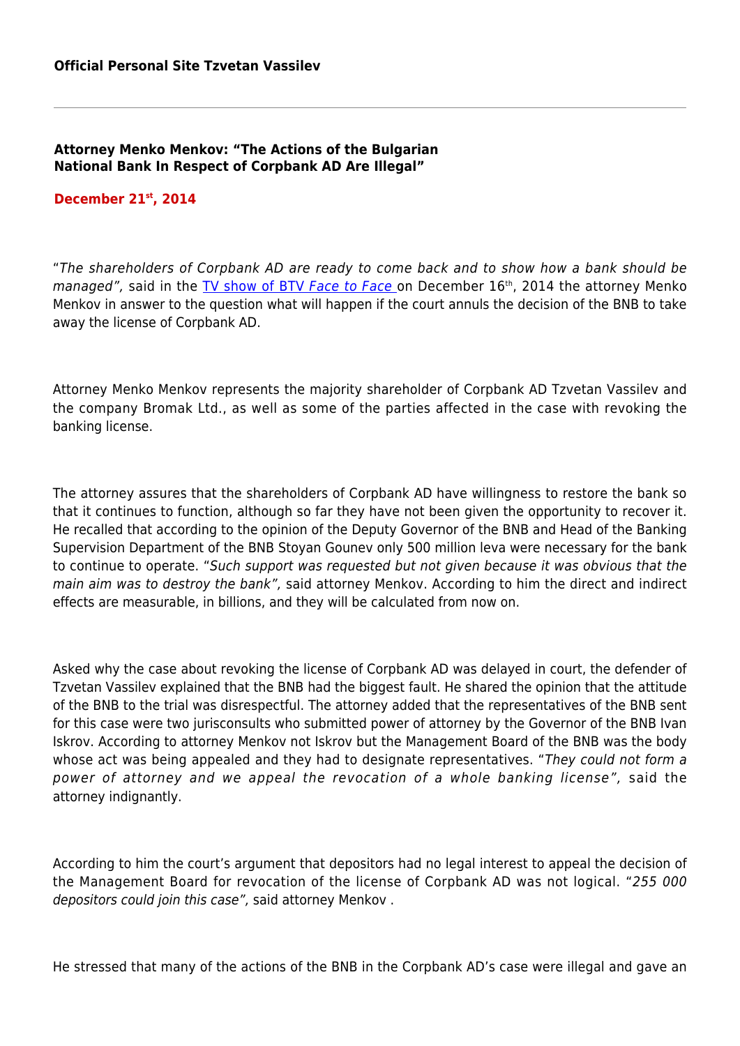**Official Personal Site Tzvetan Vassilev**

---

## Attorney Menko Menkov: "The Actions of the Bulgarian National Bank In Respect of Corpbank AD Are Illegal"

**December 21st, 2014**

"*The shareholders of Corpbank AD are ready to come back and to show how a bank should be managed",* said in the [TV show of BTV *Face to Face*]() on December 16th, 2014 the attorney Menko Menkov in answer to the question what will happen if the court annuls the decision of the BNB to take away the license of Corpbank AD.

Attorney Menko Menkov represents the majority shareholder of Corpbank AD Tzvetan Vassilev and the company Bromak Ltd., as well as some of the parties affected in the case with revoking the banking license.

The attorney assures that the shareholders of Corpbank AD have willingness to restore the bank so that it continues to function, although so far they have not been given the opportunity to recover it. He recalled that according to the opinion of the Deputy Governor of the BNB and Head of the Banking Supervision Department of the BNB Stoyan Gounev only 500 million leva were necessary for the bank to continue to operate. "*Such support was requested but not given because it was obvious that the main aim was to destroy the bank",* said attorney Menkov. According to him the direct and indirect effects are measurable, in billions, and they will be calculated from now on.

Asked why the case about revoking the license of Corpbank AD was delayed in court, the defender of Tzvetan Vassilev explained that the BNB had the biggest fault. He shared the opinion that the attitude of the BNB to the trial was disrespectful. The attorney added that the representatives of the BNB sent for this case were two jurisconsults who submitted power of attorney by the Governor of the BNB Ivan Iskrov. According to attorney Menkov not Iskrov but the Management Board of the BNB was the body whose act was being appealed and they had to designate representatives. "*They could not form a power of attorney and we appeal the revocation of a whole banking license",* said the attorney indignantly.

According to him the court's argument that depositors had no legal interest to appeal the decision of the Management Board for revocation of the license of Corpbank AD was not logical. "*255 000 depositors could join this case",* said attorney Menkov .

He stressed that many of the actions of the BNB in the Corpbank AD's case were illegal and gave an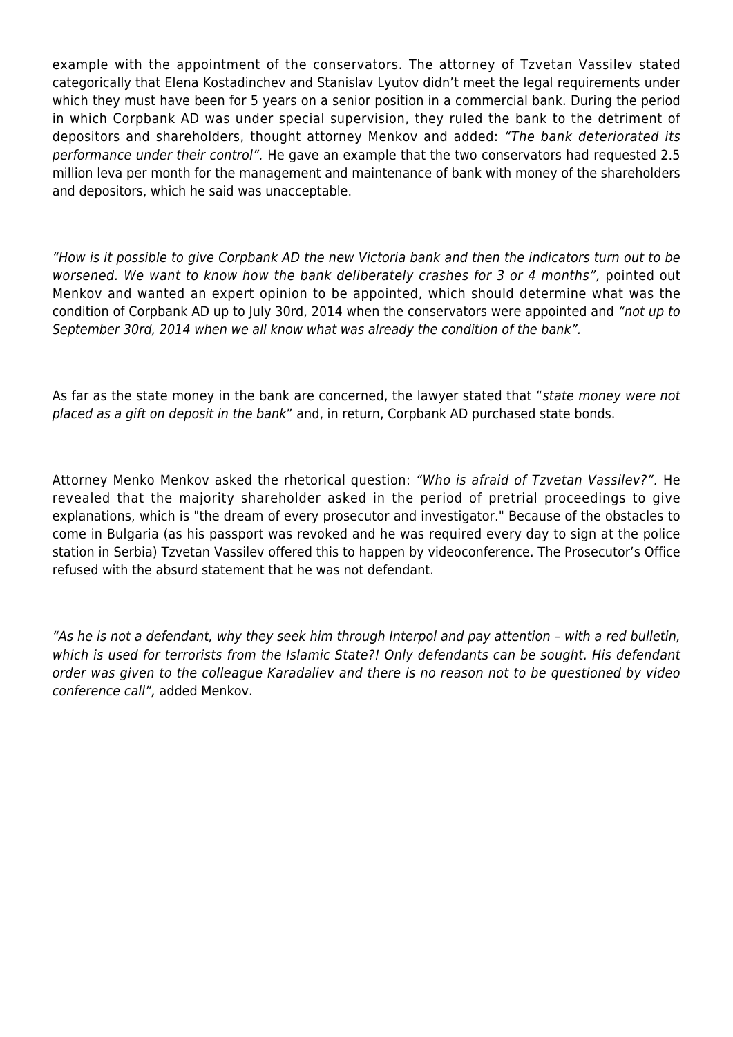example with the appointment of the conservators. The attorney of Tzvetan Vassilev stated categorically that Elena Kostadinchev and Stanislav Lyutov didn't meet the legal requirements under which they must have been for 5 years on a senior position in a commercial bank. During the period in which Corpbank AD was under special supervision, they ruled the bank to the detriment of depositors and shareholders, thought attorney Menkov and added: *"The bank deteriorated its performance under their control".* He gave an example that the two conservators had requested 2.5 million leva per month for the management and maintenance of bank with money of the shareholders and depositors, which he said was unacceptable.

*"How is it possible to give Corpbank AD the new Victoria bank and then the indicators turn out to be worsened. We want to know how the bank deliberately crashes for 3 or 4 months",* pointed out Menkov and wanted an expert opinion to be appointed, which should determine what was the condition of Corpbank AD up to July 30rd, 2014 when the conservators were appointed and *"not up to September 30rd, 2014 when we all know what was already the condition of the bank".*

As far as the state money in the bank are concerned, the lawyer stated that "*state money were not placed as a gift on deposit in the bank*" and, in return, Corpbank AD purchased state bonds.

Attorney Menko Menkov asked the rhetorical question: *"Who is afraid of Tzvetan Vassilev?".* He revealed that the majority shareholder asked in the period of pretrial proceedings to give explanations, which is "the dream of every prosecutor and investigator." Because of the obstacles to come in Bulgaria (as his passport was revoked and he was required every day to sign at the police station in Serbia) Tzvetan Vassilev offered this to happen by videoconference. The Prosecutor's Office refused with the absurd statement that he was not defendant.

*"As he is not a defendant, why they seek him through Interpol and pay attention – with a red bulletin, which is used for terrorists from the Islamic State?! Only defendants can be sought. His defendant order was given to the colleague Karadaliev and there is no reason not to be questioned by video conference call",* added Menkov.